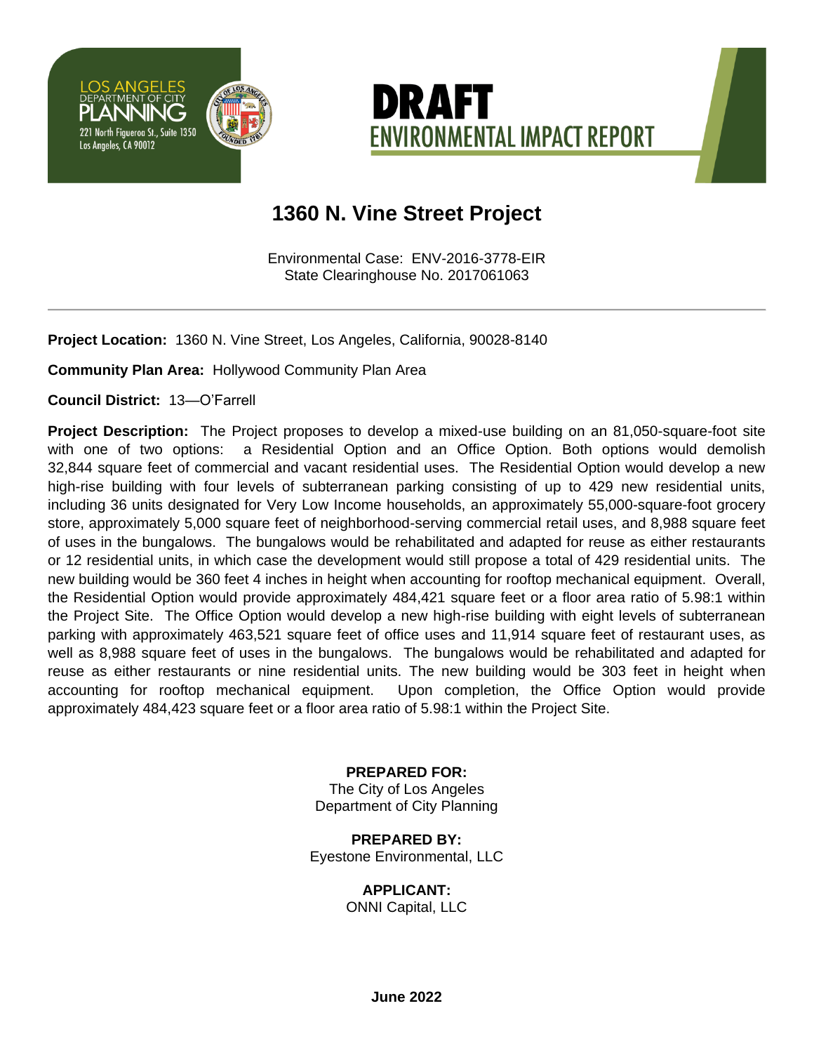LOS ANGELES
DEPARTMENT OF CITY
PLANNING
221 North Figueroa St., Suite 1350
Los Angeles, CA 90012

# DRAFT ENVIRONMENTAL IMPACT REPORT

## 1360 N. Vine Street Project

Environmental Case: ENV-2016-3778-EIR
State Clearinghouse No. 2017061063

---

**Project Location:** 1360 N. Vine Street, Los Angeles, California, 90028-8140

**Community Plan Area:** Hollywood Community Plan Area

**Council District:** 13—O'Farrell

**Project Description:** The Project proposes to develop a mixed-use building on an 81,050-square-foot site with one of two options: a Residential Option and an Office Option. Both options would demolish 32,844 square feet of commercial and vacant residential uses. The Residential Option would develop a new high-rise building with four levels of subterranean parking consisting of up to 429 new residential units, including 36 units designated for Very Low Income households, an approximately 55,000-square-foot grocery store, approximately 5,000 square feet of neighborhood-serving commercial retail uses, and 8,988 square feet of uses in the bungalows. The bungalows would be rehabilitated and adapted for reuse as either restaurants or 12 residential units, in which case the development would still propose a total of 429 residential units. The new building would be 360 feet 4 inches in height when accounting for rooftop mechanical equipment. Overall, the Residential Option would provide approximately 484,421 square feet or a floor area ratio of 5.98:1 within the Project Site. The Office Option would develop a new high-rise building with eight levels of subterranean parking with approximately 463,521 square feet of office uses and 11,914 square feet of restaurant uses, as well as 8,988 square feet of uses in the bungalows. The bungalows would be rehabilitated and adapted for reuse as either restaurants or nine residential units. The new building would be 303 feet in height when accounting for rooftop mechanical equipment. Upon completion, the Office Option would provide approximately 484,423 square feet or a floor area ratio of 5.98:1 within the Project Site.

**PREPARED FOR:**
The City of Los Angeles
Department of City Planning

**PREPARED BY:**
Eyestone Environmental, LLC

**APPLICANT:**
ONNI Capital, LLC

**June 2022**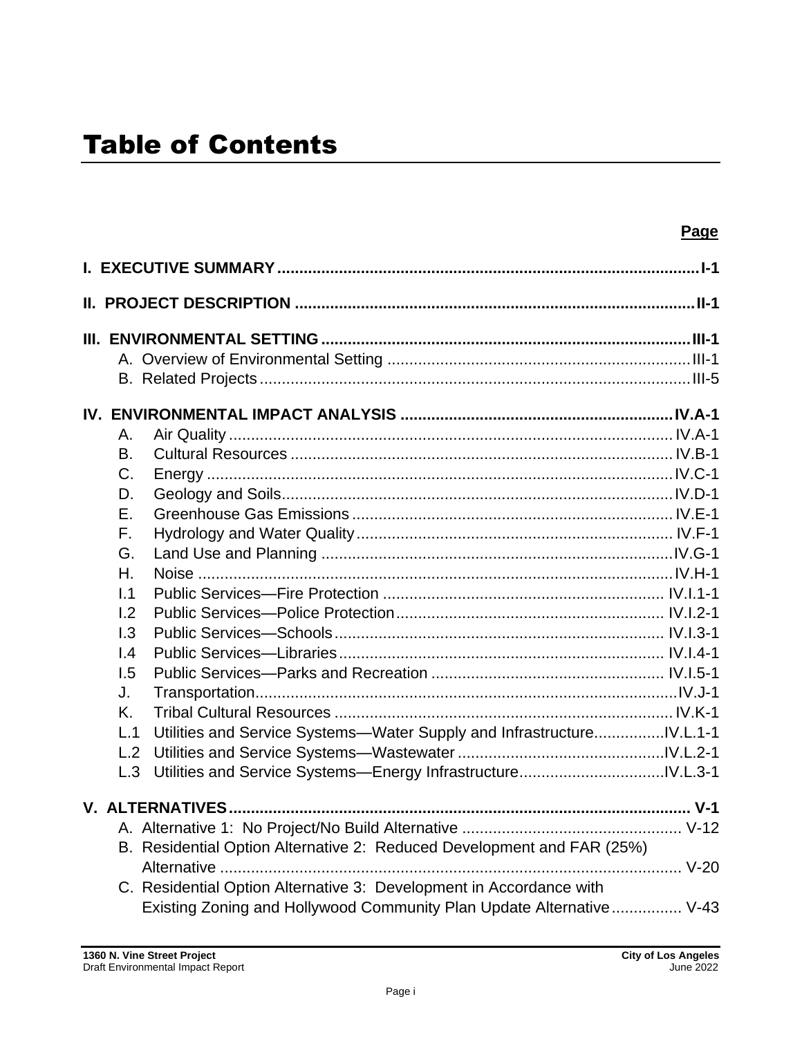# Table of Contents

| | Page |
|---|---|
| **I. EXECUTIVE SUMMARY** | **I-1** |
| **II. PROJECT DESCRIPTION** | **II-1** |
| **III. ENVIRONMENTAL SETTING** | **III-1** |
| A. Overview of Environmental Setting | III-1 |
| B. Related Projects | III-5 |
| **IV. ENVIRONMENTAL IMPACT ANALYSIS** | **IV.A-1** |
| A. Air Quality | IV.A-1 |
| B. Cultural Resources | IV.B-1 |
| C. Energy | IV.C-1 |
| D. Geology and Soils | IV.D-1 |
| E. Greenhouse Gas Emissions | IV.E-1 |
| F. Hydrology and Water Quality | IV.F-1 |
| G. Land Use and Planning | IV.G-1 |
| H. Noise | IV.H-1 |
| I.1 Public Services—Fire Protection | IV.I.1-1 |
| I.2 Public Services—Police Protection | IV.I.2-1 |
| I.3 Public Services—Schools | IV.I.3-1 |
| I.4 Public Services—Libraries | IV.I.4-1 |
| I.5 Public Services—Parks and Recreation | IV.I.5-1 |
| J. Transportation | IV.J-1 |
| K. Tribal Cultural Resources | IV.K-1 |
| L.1 Utilities and Service Systems—Water Supply and Infrastructure | IV.L.1-1 |
| L.2 Utilities and Service Systems—Wastewater | IV.L.2-1 |
| L.3 Utilities and Service Systems—Energy Infrastructure | IV.L.3-1 |
| **V. ALTERNATIVES** | **V-1** |
| A. Alternative 1: No Project/No Build Alternative | V-12 |
| B. Residential Option Alternative 2: Reduced Development and FAR (25%) Alternative | V-20 |
| C. Residential Option Alternative 3: Development in Accordance with Existing Zoning and Hollywood Community Plan Update Alternative | V-43 |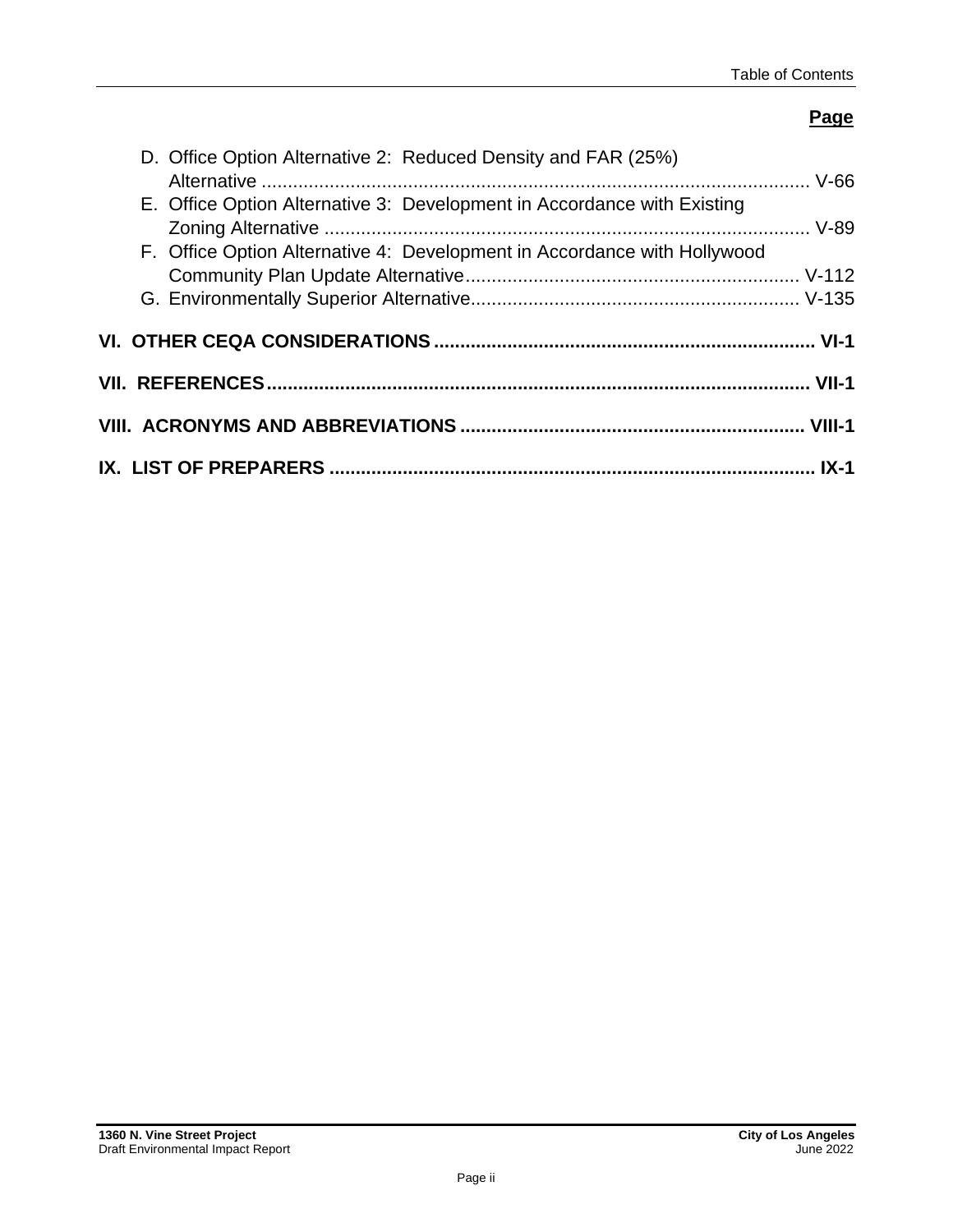**Page**

D. Office Option Alternative 2: Reduced Density and FAR (25%) Alternative ........................................................................................................ V-66
E. Office Option Alternative 3: Development in Accordance with Existing Zoning Alternative ............................................................................................ V-89
F. Office Option Alternative 4: Development in Accordance with Hollywood Community Plan Update Alternative................................................................ V-112
G. Environmentally Superior Alternative............................................................... V-135

**VI. OTHER CEQA CONSIDERATIONS ........................................................................ VI-1**

**VII. REFERENCES...................................................................................................... VII-1**

**VIII. ACRONYMS AND ABBREVIATIONS ................................................................. VIII-1**

**IX. LIST OF PREPARERS ............................................................................................ IX-1**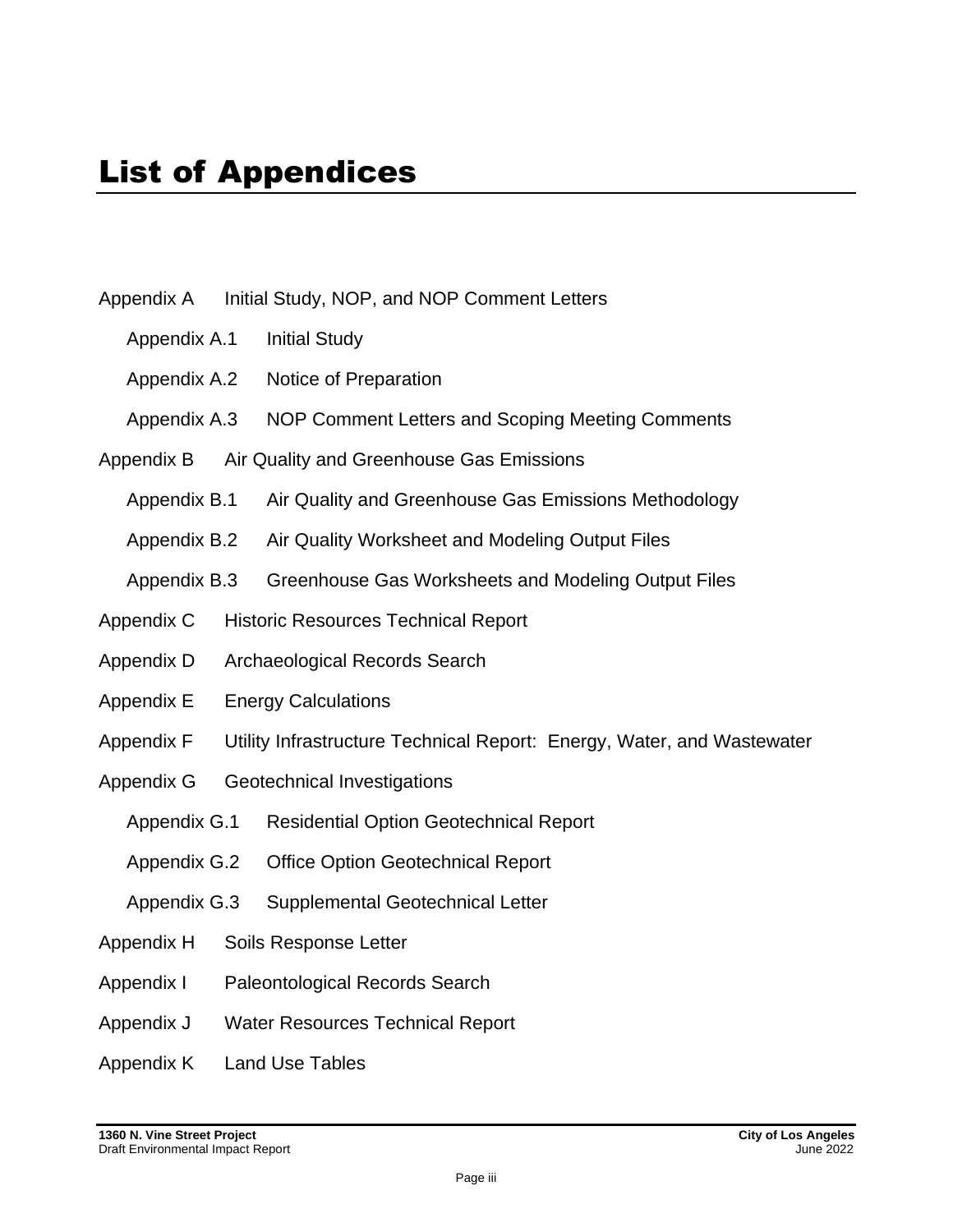# List of Appendices

Appendix A Initial Study, NOP, and NOP Comment Letters

- Appendix A.1 Initial Study
- Appendix A.2 Notice of Preparation
- Appendix A.3 NOP Comment Letters and Scoping Meeting Comments

Appendix B Air Quality and Greenhouse Gas Emissions

- Appendix B.1 Air Quality and Greenhouse Gas Emissions Methodology
- Appendix B.2 Air Quality Worksheet and Modeling Output Files
- Appendix B.3 Greenhouse Gas Worksheets and Modeling Output Files

Appendix C Historic Resources Technical Report

Appendix D Archaeological Records Search

Appendix E Energy Calculations

Appendix F Utility Infrastructure Technical Report: Energy, Water, and Wastewater

Appendix G Geotechnical Investigations

- Appendix G.1 Residential Option Geotechnical Report
- Appendix G.2 Office Option Geotechnical Report
- Appendix G.3 Supplemental Geotechnical Letter

Appendix H Soils Response Letter

Appendix I Paleontological Records Search

Appendix J Water Resources Technical Report

Appendix K Land Use Tables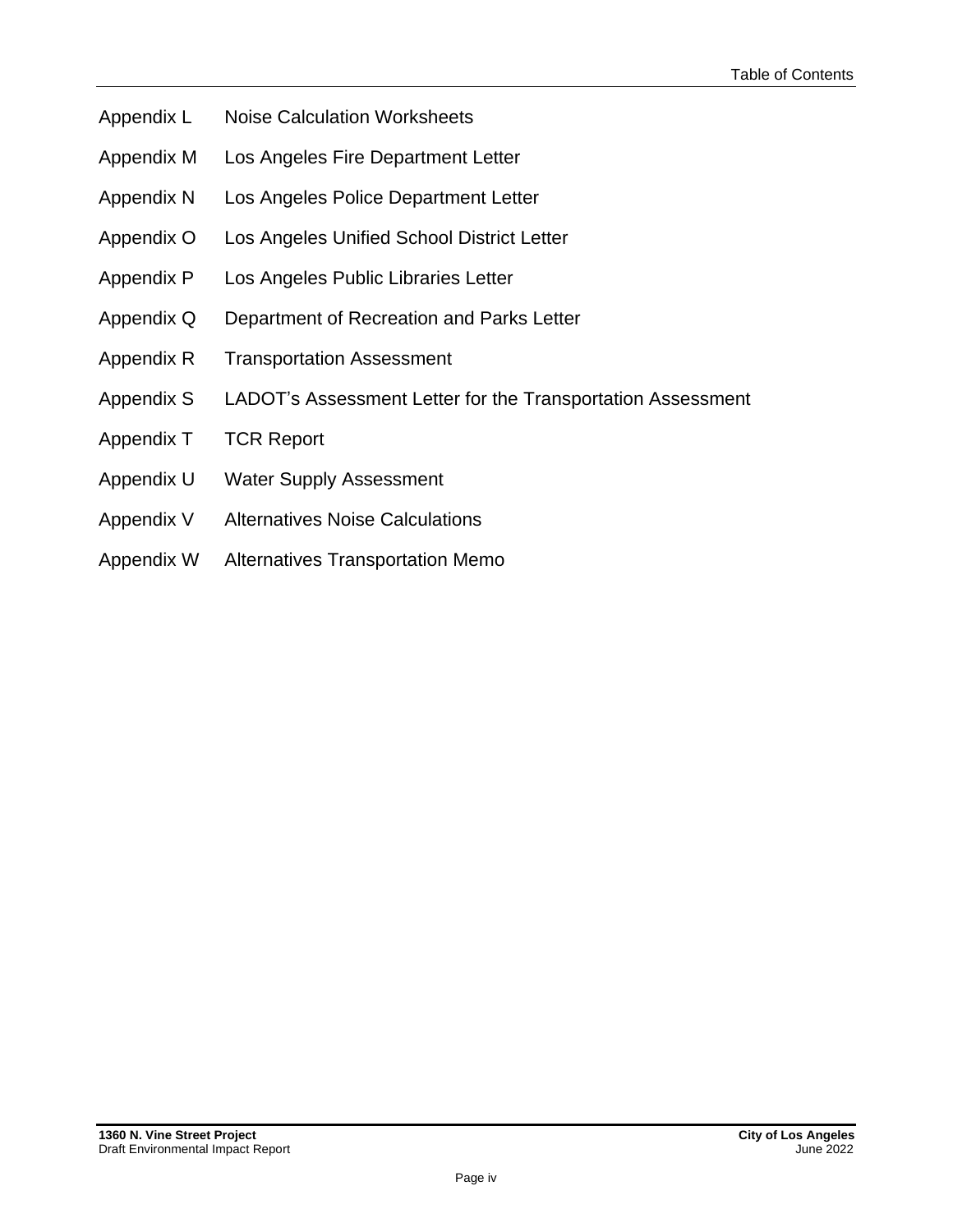Appendix L Noise Calculation Worksheets

Appendix M Los Angeles Fire Department Letter

Appendix N Los Angeles Police Department Letter

Appendix O Los Angeles Unified School District Letter

Appendix P Los Angeles Public Libraries Letter

Appendix Q Department of Recreation and Parks Letter

Appendix R Transportation Assessment

Appendix S LADOT's Assessment Letter for the Transportation Assessment

Appendix T TCR Report

Appendix U Water Supply Assessment

Appendix V Alternatives Noise Calculations

Appendix W Alternatives Transportation Memo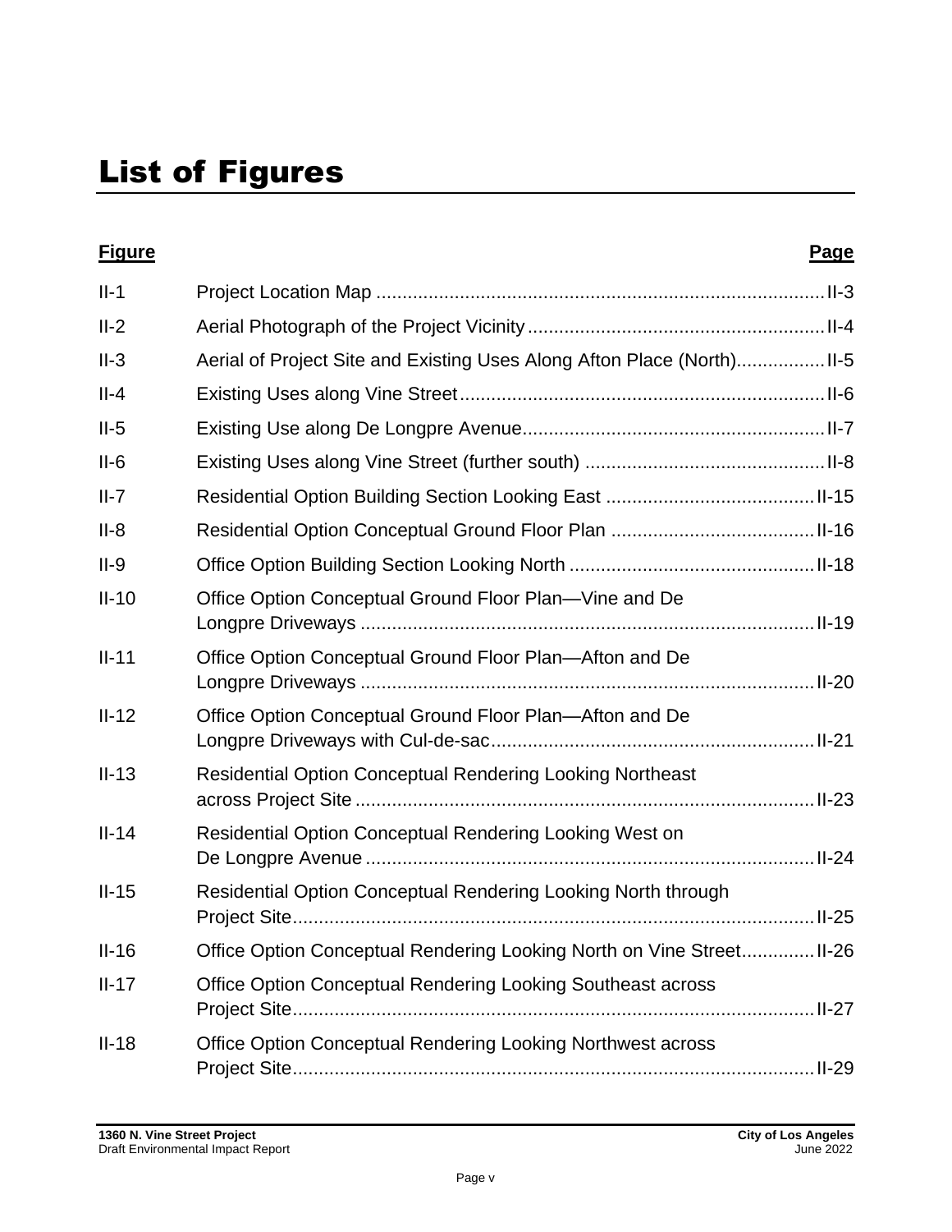# List of Figures

| Figure | | Page |
|---|---|---|
| II-1 | Project Location Map | II-3 |
| II-2 | Aerial Photograph of the Project Vicinity | II-4 |
| II-3 | Aerial of Project Site and Existing Uses Along Afton Place (North) | II-5 |
| II-4 | Existing Uses along Vine Street | II-6 |
| II-5 | Existing Use along De Longpre Avenue | II-7 |
| II-6 | Existing Uses along Vine Street (further south) | II-8 |
| II-7 | Residential Option Building Section Looking East | II-15 |
| II-8 | Residential Option Conceptual Ground Floor Plan | II-16 |
| II-9 | Office Option Building Section Looking North | II-18 |
| II-10 | Office Option Conceptual Ground Floor Plan—Vine and De Longpre Driveways | II-19 |
| II-11 | Office Option Conceptual Ground Floor Plan—Afton and De Longpre Driveways | II-20 |
| II-12 | Office Option Conceptual Ground Floor Plan—Afton and De Longpre Driveways with Cul-de-sac | II-21 |
| II-13 | Residential Option Conceptual Rendering Looking Northeast across Project Site | II-23 |
| II-14 | Residential Option Conceptual Rendering Looking West on De Longpre Avenue | II-24 |
| II-15 | Residential Option Conceptual Rendering Looking North through Project Site | II-25 |
| II-16 | Office Option Conceptual Rendering Looking North on Vine Street | II-26 |
| II-17 | Office Option Conceptual Rendering Looking Southeast across Project Site | II-27 |
| II-18 | Office Option Conceptual Rendering Looking Northwest across Project Site | II-29 |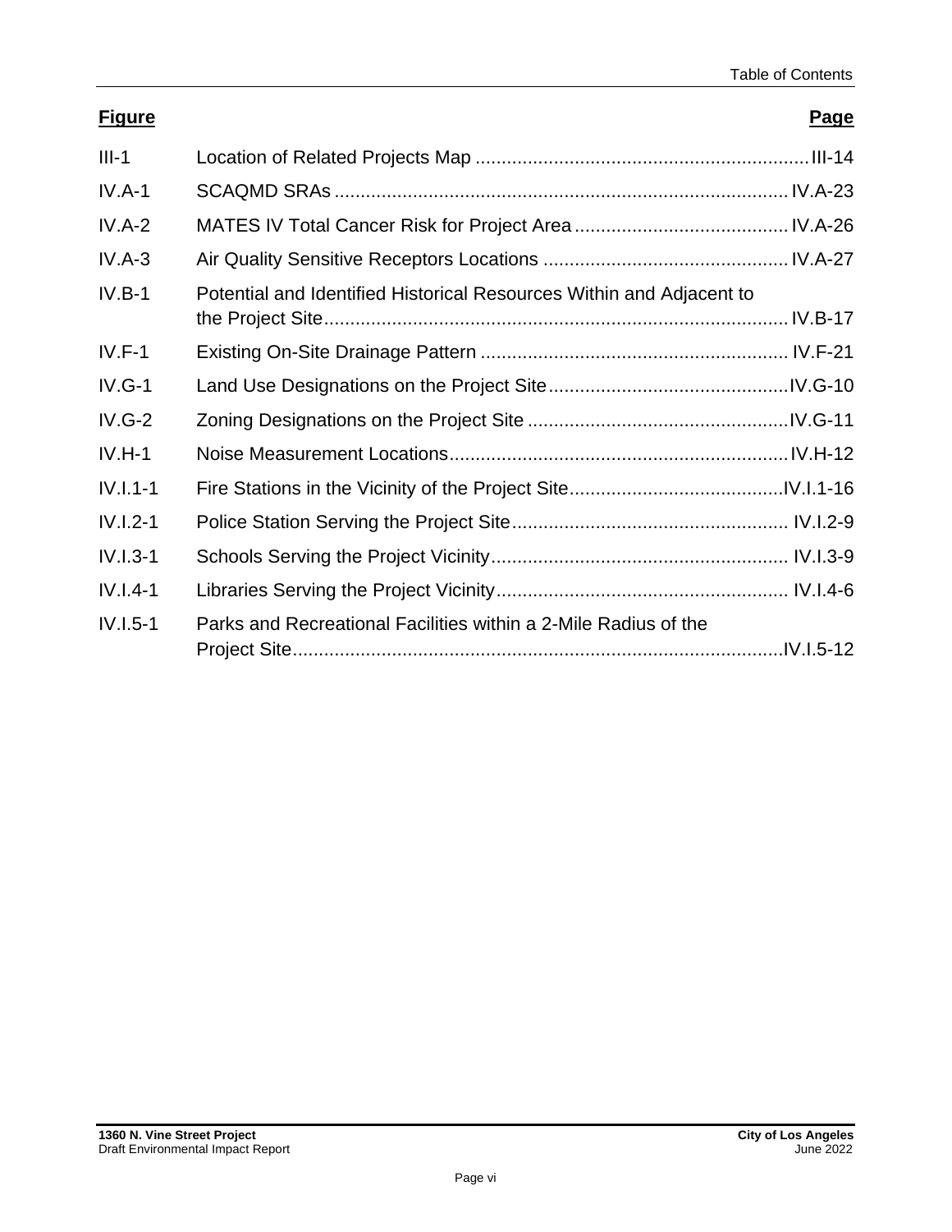| Figure | | Page |
|---|---|---|
| III-1 | Location of Related Projects Map | III-14 |
| IV.A-1 | SCAQMD SRAs | IV.A-23 |
| IV.A-2 | MATES IV Total Cancer Risk for Project Area | IV.A-26 |
| IV.A-3 | Air Quality Sensitive Receptors Locations | IV.A-27 |
| IV.B-1 | Potential and Identified Historical Resources Within and Adjacent to the Project Site | IV.B-17 |
| IV.F-1 | Existing On-Site Drainage Pattern | IV.F-21 |
| IV.G-1 | Land Use Designations on the Project Site | IV.G-10 |
| IV.G-2 | Zoning Designations on the Project Site | IV.G-11 |
| IV.H-1 | Noise Measurement Locations | IV.H-12 |
| IV.I.1-1 | Fire Stations in the Vicinity of the Project Site | IV.I.1-16 |
| IV.I.2-1 | Police Station Serving the Project Site | IV.I.2-9 |
| IV.I.3-1 | Schools Serving the Project Vicinity | IV.I.3-9 |
| IV.I.4-1 | Libraries Serving the Project Vicinity | IV.I.4-6 |
| IV.I.5-1 | Parks and Recreational Facilities within a 2-Mile Radius of the Project Site | IV.I.5-12 |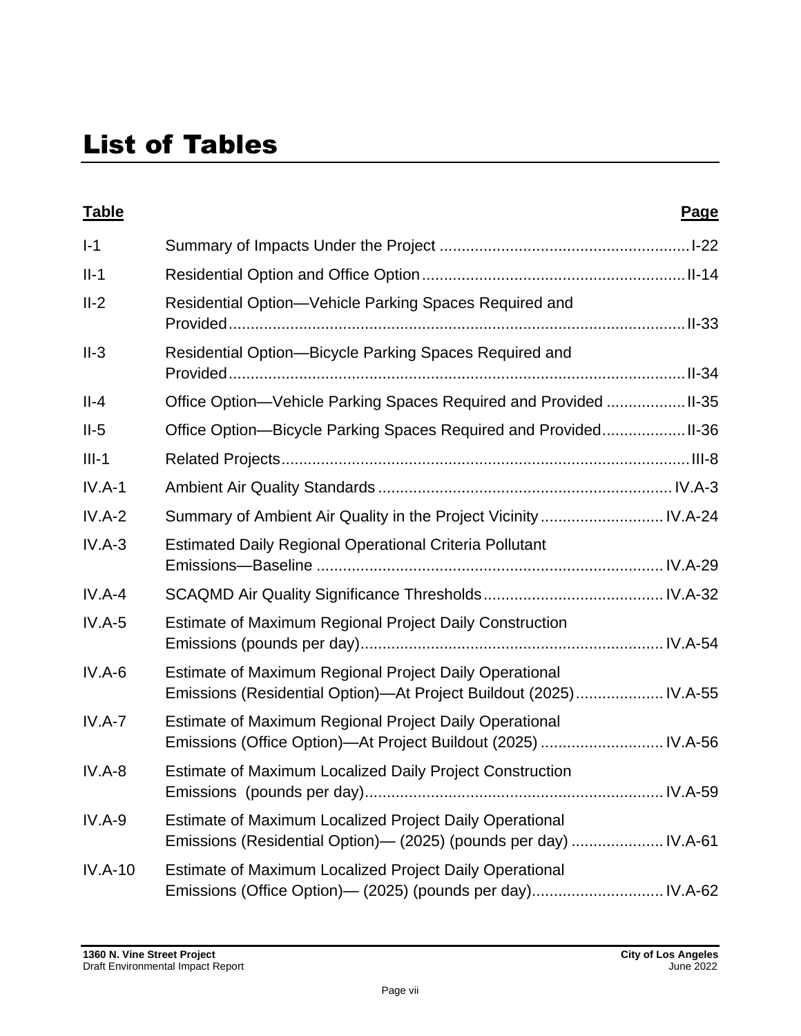# List of Tables

| Table | | Page |
|---|---|---|
| I-1 | Summary of Impacts Under the Project | I-22 |
| II-1 | Residential Option and Office Option | II-14 |
| II-2 | Residential Option—Vehicle Parking Spaces Required and Provided | II-33 |
| II-3 | Residential Option—Bicycle Parking Spaces Required and Provided | II-34 |
| II-4 | Office Option—Vehicle Parking Spaces Required and Provided | II-35 |
| II-5 | Office Option—Bicycle Parking Spaces Required and Provided | II-36 |
| III-1 | Related Projects | III-8 |
| IV.A-1 | Ambient Air Quality Standards | IV.A-3 |
| IV.A-2 | Summary of Ambient Air Quality in the Project Vicinity | IV.A-24 |
| IV.A-3 | Estimated Daily Regional Operational Criteria Pollutant Emissions—Baseline | IV.A-29 |
| IV.A-4 | SCAQMD Air Quality Significance Thresholds | IV.A-32 |
| IV.A-5 | Estimate of Maximum Regional Project Daily Construction Emissions (pounds per day) | IV.A-54 |
| IV.A-6 | Estimate of Maximum Regional Project Daily Operational Emissions (Residential Option)—At Project Buildout (2025) | IV.A-55 |
| IV.A-7 | Estimate of Maximum Regional Project Daily Operational Emissions (Office Option)—At Project Buildout (2025) | IV.A-56 |
| IV.A-8 | Estimate of Maximum Localized Daily Project Construction Emissions (pounds per day) | IV.A-59 |
| IV.A-9 | Estimate of Maximum Localized Project Daily Operational Emissions (Residential Option)— (2025) (pounds per day) | IV.A-61 |
| IV.A-10 | Estimate of Maximum Localized Project Daily Operational Emissions (Office Option)— (2025) (pounds per day) | IV.A-62 |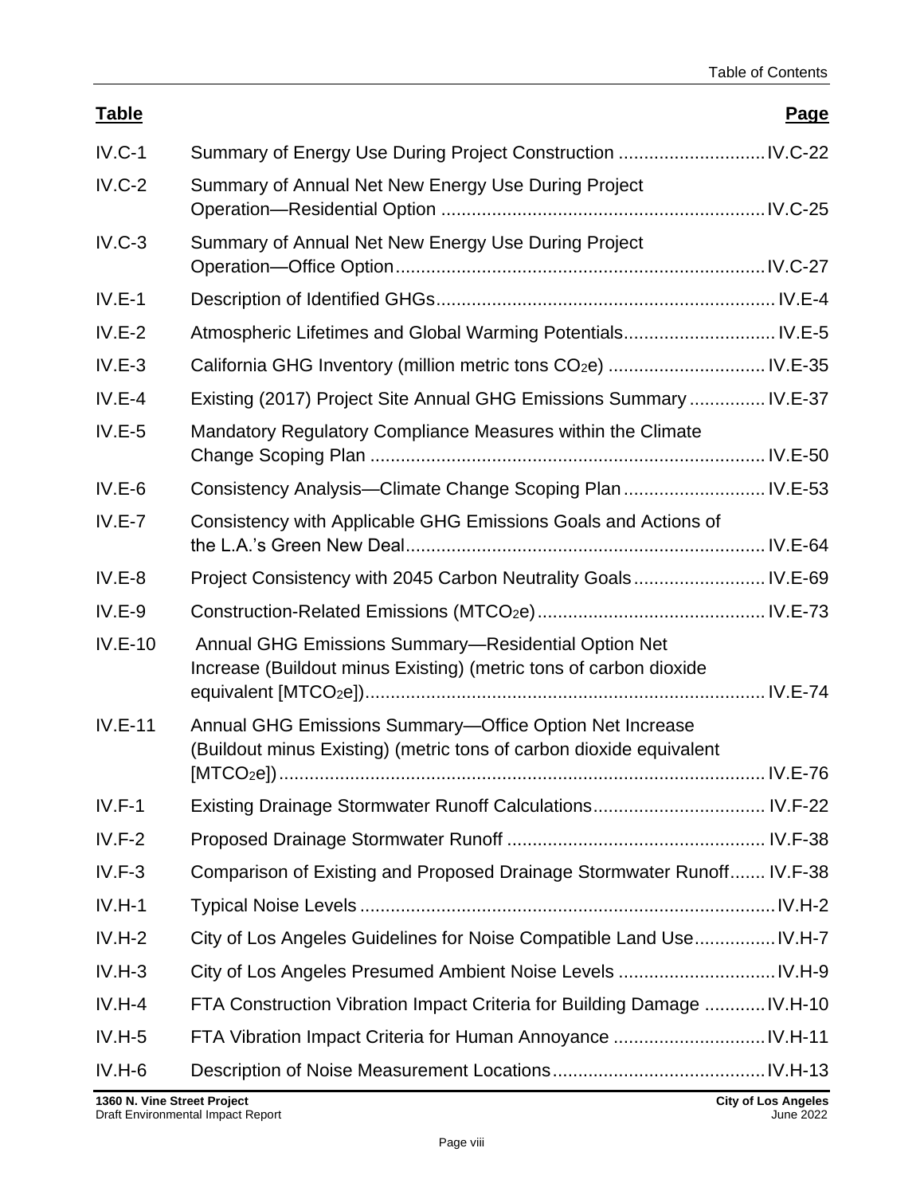| Table | | Page |
|---|---|---|
| IV.C-1 | Summary of Energy Use During Project Construction | IV.C-22 |
| IV.C-2 | Summary of Annual Net New Energy Use During Project Operation—Residential Option | IV.C-25 |
| IV.C-3 | Summary of Annual Net New Energy Use During Project Operation—Office Option | IV.C-27 |
| IV.E-1 | Description of Identified GHGs | IV.E-4 |
| IV.E-2 | Atmospheric Lifetimes and Global Warming Potentials | IV.E-5 |
| IV.E-3 | California GHG Inventory (million metric tons $CO_2e$) | IV.E-35 |
| IV.E-4 | Existing (2017) Project Site Annual GHG Emissions Summary | IV.E-37 |
| IV.E-5 | Mandatory Regulatory Compliance Measures within the Climate Change Scoping Plan | IV.E-50 |
| IV.E-6 | Consistency Analysis—Climate Change Scoping Plan | IV.E-53 |
| IV.E-7 | Consistency with Applicable GHG Emissions Goals and Actions of the L.A.'s Green New Deal | IV.E-64 |
| IV.E-8 | Project Consistency with 2045 Carbon Neutrality Goals | IV.E-69 |
| IV.E-9 | Construction-Related Emissions ($MTCO_2e$) | IV.E-73 |
| IV.E-10 | Annual GHG Emissions Summary—Residential Option Net Increase (Buildout minus Existing) (metric tons of carbon dioxide equivalent [$MTCO_2e$]) | IV.E-74 |
| IV.E-11 | Annual GHG Emissions Summary—Office Option Net Increase (Buildout minus Existing) (metric tons of carbon dioxide equivalent [$MTCO_2e$]) | IV.E-76 |
| IV.F-1 | Existing Drainage Stormwater Runoff Calculations | IV.F-22 |
| IV.F-2 | Proposed Drainage Stormwater Runoff | IV.F-38 |
| IV.F-3 | Comparison of Existing and Proposed Drainage Stormwater Runoff | IV.F-38 |
| IV.H-1 | Typical Noise Levels | IV.H-2 |
| IV.H-2 | City of Los Angeles Guidelines for Noise Compatible Land Use | IV.H-7 |
| IV.H-3 | City of Los Angeles Presumed Ambient Noise Levels | IV.H-9 |
| IV.H-4 | FTA Construction Vibration Impact Criteria for Building Damage | IV.H-10 |
| IV.H-5 | FTA Vibration Impact Criteria for Human Annoyance | IV.H-11 |
| IV.H-6 | Description of Noise Measurement Locations | IV.H-13 |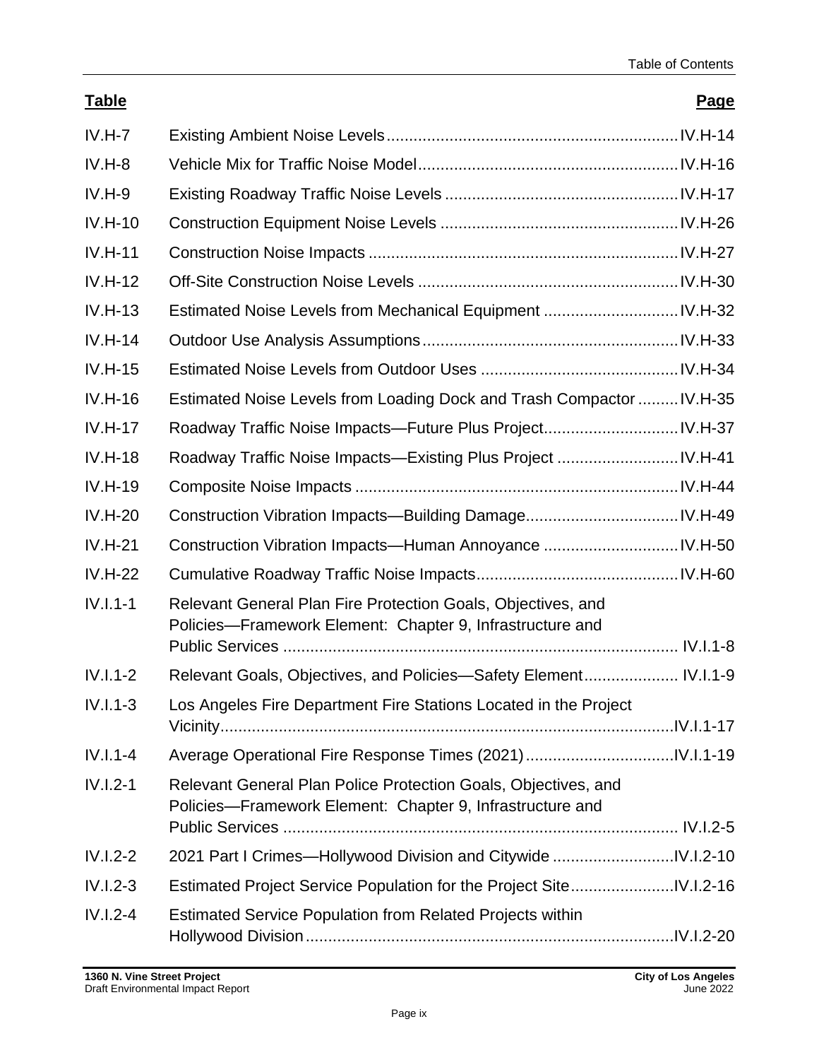| Table | | Page |
|---|---|---|
| IV.H-7 | Existing Ambient Noise Levels | IV.H-14 |
| IV.H-8 | Vehicle Mix for Traffic Noise Model | IV.H-16 |
| IV.H-9 | Existing Roadway Traffic Noise Levels | IV.H-17 |
| IV.H-10 | Construction Equipment Noise Levels | IV.H-26 |
| IV.H-11 | Construction Noise Impacts | IV.H-27 |
| IV.H-12 | Off-Site Construction Noise Levels | IV.H-30 |
| IV.H-13 | Estimated Noise Levels from Mechanical Equipment | IV.H-32 |
| IV.H-14 | Outdoor Use Analysis Assumptions | IV.H-33 |
| IV.H-15 | Estimated Noise Levels from Outdoor Uses | IV.H-34 |
| IV.H-16 | Estimated Noise Levels from Loading Dock and Trash Compactor | IV.H-35 |
| IV.H-17 | Roadway Traffic Noise Impacts—Future Plus Project | IV.H-37 |
| IV.H-18 | Roadway Traffic Noise Impacts—Existing Plus Project | IV.H-41 |
| IV.H-19 | Composite Noise Impacts | IV.H-44 |
| IV.H-20 | Construction Vibration Impacts—Building Damage | IV.H-49 |
| IV.H-21 | Construction Vibration Impacts—Human Annoyance | IV.H-50 |
| IV.H-22 | Cumulative Roadway Traffic Noise Impacts | IV.H-60 |
| IV.I.1-1 | Relevant General Plan Fire Protection Goals, Objectives, and Policies—Framework Element: Chapter 9, Infrastructure and Public Services | IV.I.1-8 |
| IV.I.1-2 | Relevant Goals, Objectives, and Policies—Safety Element | IV.I.1-9 |
| IV.I.1-3 | Los Angeles Fire Department Fire Stations Located in the Project Vicinity | IV.I.1-17 |
| IV.I.1-4 | Average Operational Fire Response Times (2021) | IV.I.1-19 |
| IV.I.2-1 | Relevant General Plan Police Protection Goals, Objectives, and Policies—Framework Element: Chapter 9, Infrastructure and Public Services | IV.I.2-5 |
| IV.I.2-2 | 2021 Part I Crimes—Hollywood Division and Citywide | IV.I.2-10 |
| IV.I.2-3 | Estimated Project Service Population for the Project Site | IV.I.2-16 |
| IV.I.2-4 | Estimated Service Population from Related Projects within Hollywood Division | IV.I.2-20 |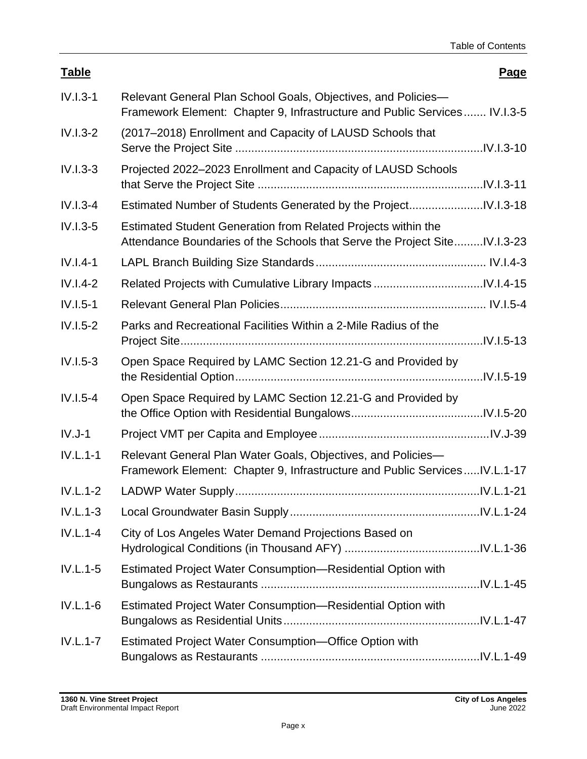| Table | | Page |
|---|---|---|
| IV.I.3-1 | Relevant General Plan School Goals, Objectives, and Policies—Framework Element: Chapter 9, Infrastructure and Public Services | IV.I.3-5 |
| IV.I.3-2 | (2017–2018) Enrollment and Capacity of LAUSD Schools that Serve the Project Site | IV.I.3-10 |
| IV.I.3-3 | Projected 2022–2023 Enrollment and Capacity of LAUSD Schools that Serve the Project Site | IV.I.3-11 |
| IV.I.3-4 | Estimated Number of Students Generated by the Project | IV.I.3-18 |
| IV.I.3-5 | Estimated Student Generation from Related Projects within the Attendance Boundaries of the Schools that Serve the Project Site | IV.I.3-23 |
| IV.I.4-1 | LAPL Branch Building Size Standards | IV.I.4-3 |
| IV.I.4-2 | Related Projects with Cumulative Library Impacts | IV.I.4-15 |
| IV.I.5-1 | Relevant General Plan Policies | IV.I.5-4 |
| IV.I.5-2 | Parks and Recreational Facilities Within a 2-Mile Radius of the Project Site | IV.I.5-13 |
| IV.I.5-3 | Open Space Required by LAMC Section 12.21-G and Provided by the Residential Option | IV.I.5-19 |
| IV.I.5-4 | Open Space Required by LAMC Section 12.21-G and Provided by the Office Option with Residential Bungalows | IV.I.5-20 |
| IV.J-1 | Project VMT per Capita and Employee | IV.J-39 |
| IV.L.1-1 | Relevant General Plan Water Goals, Objectives, and Policies—Framework Element: Chapter 9, Infrastructure and Public Services | IV.L.1-17 |
| IV.L.1-2 | LADWP Water Supply | IV.L.1-21 |
| IV.L.1-3 | Local Groundwater Basin Supply | IV.L.1-24 |
| IV.L.1-4 | City of Los Angeles Water Demand Projections Based on Hydrological Conditions (in Thousand AFY) | IV.L.1-36 |
| IV.L.1-5 | Estimated Project Water Consumption—Residential Option with Bungalows as Restaurants | IV.L.1-45 |
| IV.L.1-6 | Estimated Project Water Consumption—Residential Option with Bungalows as Residential Units | IV.L.1-47 |
| IV.L.1-7 | Estimated Project Water Consumption—Office Option with Bungalows as Restaurants | IV.L.1-49 |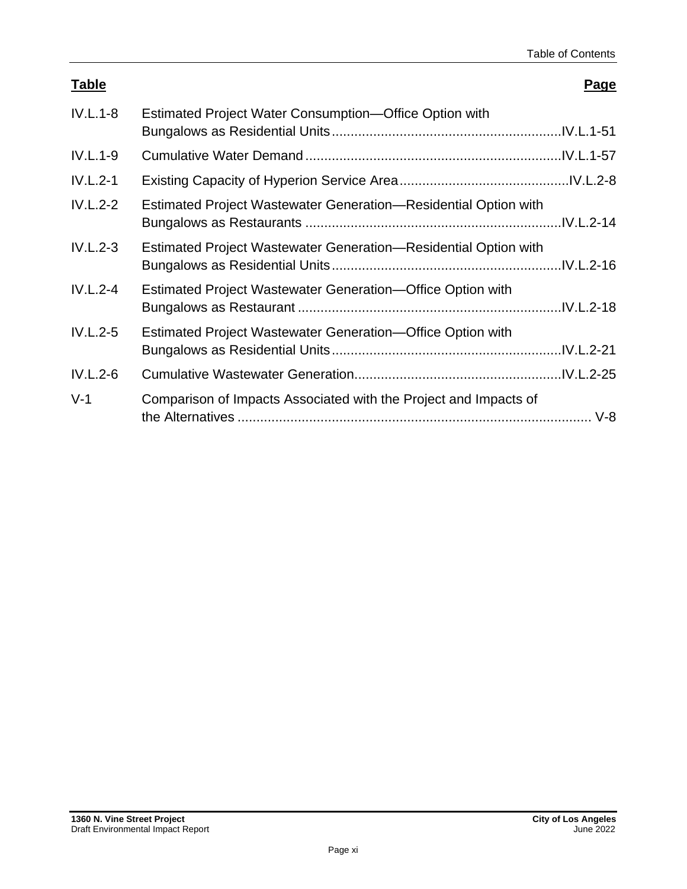| Table | | Page |
|---|---|---|
| IV.L.1-8 | Estimated Project Water Consumption—Office Option with Bungalows as Residential Units | IV.L.1-51 |
| IV.L.1-9 | Cumulative Water Demand | IV.L.1-57 |
| IV.L.2-1 | Existing Capacity of Hyperion Service Area | IV.L.2-8 |
| IV.L.2-2 | Estimated Project Wastewater Generation—Residential Option with Bungalows as Restaurants | IV.L.2-14 |
| IV.L.2-3 | Estimated Project Wastewater Generation—Residential Option with Bungalows as Residential Units | IV.L.2-16 |
| IV.L.2-4 | Estimated Project Wastewater Generation—Office Option with Bungalows as Restaurant | IV.L.2-18 |
| IV.L.2-5 | Estimated Project Wastewater Generation—Office Option with Bungalows as Residential Units | IV.L.2-21 |
| IV.L.2-6 | Cumulative Wastewater Generation | IV.L.2-25 |
| V-1 | Comparison of Impacts Associated with the Project and Impacts of the Alternatives | V-8 |